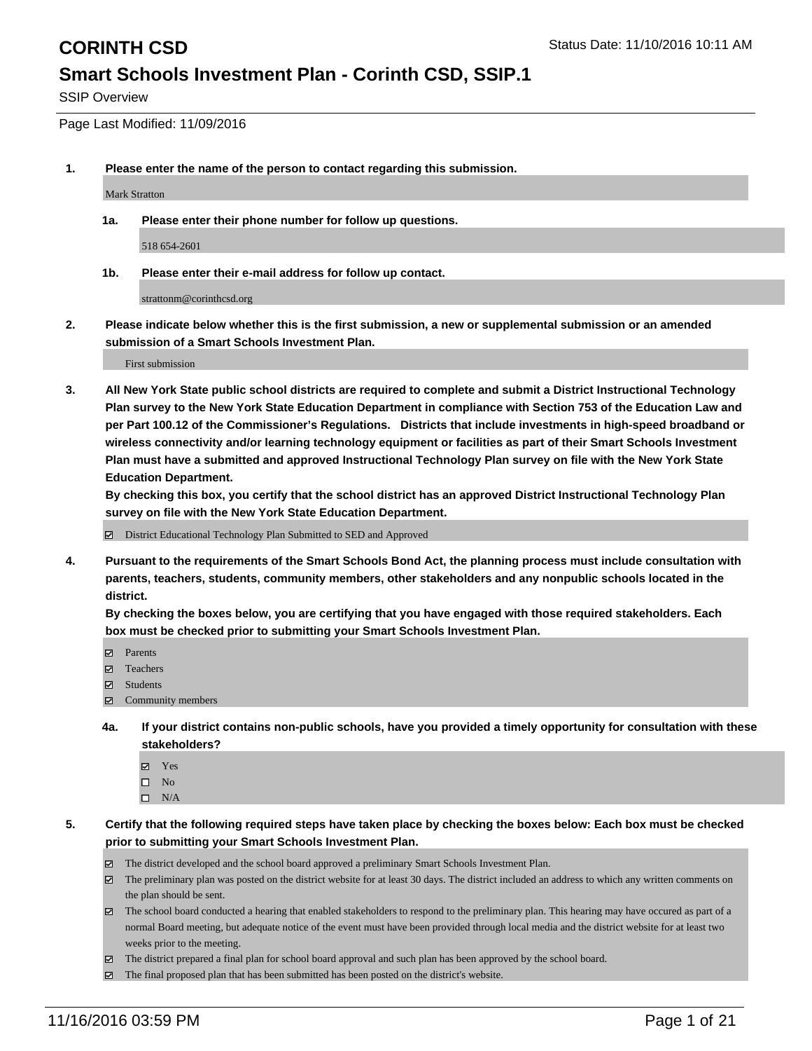# CORINTH CSD

Status Date: 11/10/2016 10:11 AM

## Smart Schools Investment Plan - Corinth CSD, SSIP.1

SSIP Overview

Page Last Modified: 11/09/2016

**1. Please enter the name of the person to contact regarding this submission.**

Mark Stratton

**1a. Please enter their phone number for follow up questions.**

518 654-2601

**1b. Please enter their e-mail address for follow up contact.**

strattonm@corinthcsd.org

**2. Please indicate below whether this is the first submission, a new or supplemental submission or an amended submission of a Smart Schools Investment Plan.**

First submission

**3. All New York State public school districts are required to complete and submit a District Instructional Technology Plan survey to the New York State Education Department in compliance with Section 753 of the Education Law and per Part 100.12 of the Commissioner's Regulations. Districts that include investments in high-speed broadband or wireless connectivity and/or learning technology equipment or facilities as part of their Smart Schools Investment Plan must have a submitted and approved Instructional Technology Plan survey on file with the New York State Education Department.**
**By checking this box, you certify that the school district has an approved District Instructional Technology Plan survey on file with the New York State Education Department.**

- [x] District Educational Technology Plan Submitted to SED and Approved

**4. Pursuant to the requirements of the Smart Schools Bond Act, the planning process must include consultation with parents, teachers, students, community members, other stakeholders and any nonpublic schools located in the district.**
**By checking the boxes below, you are certifying that you have engaged with those required stakeholders. Each box must be checked prior to submitting your Smart Schools Investment Plan.**

- [x] Parents
- [x] Teachers
- [x] Students
- [x] Community members

**4a. If your district contains non-public schools, have you provided a timely opportunity for consultation with these stakeholders?**

- [x] Yes
- [ ] No
- [ ] N/A

**5. Certify that the following required steps have taken place by checking the boxes below: Each box must be checked prior to submitting your Smart Schools Investment Plan.**

- [x] The district developed and the school board approved a preliminary Smart Schools Investment Plan.
- [x] The preliminary plan was posted on the district website for at least 30 days. The district included an address to which any written comments on the plan should be sent.
- [x] The school board conducted a hearing that enabled stakeholders to respond to the preliminary plan. This hearing may have occured as part of a normal Board meeting, but adequate notice of the event must have been provided through local media and the district website for at least two weeks prior to the meeting.
- [x] The district prepared a final plan for school board approval and such plan has been approved by the school board.
- [x] The final proposed plan that has been submitted has been posted on the district's website.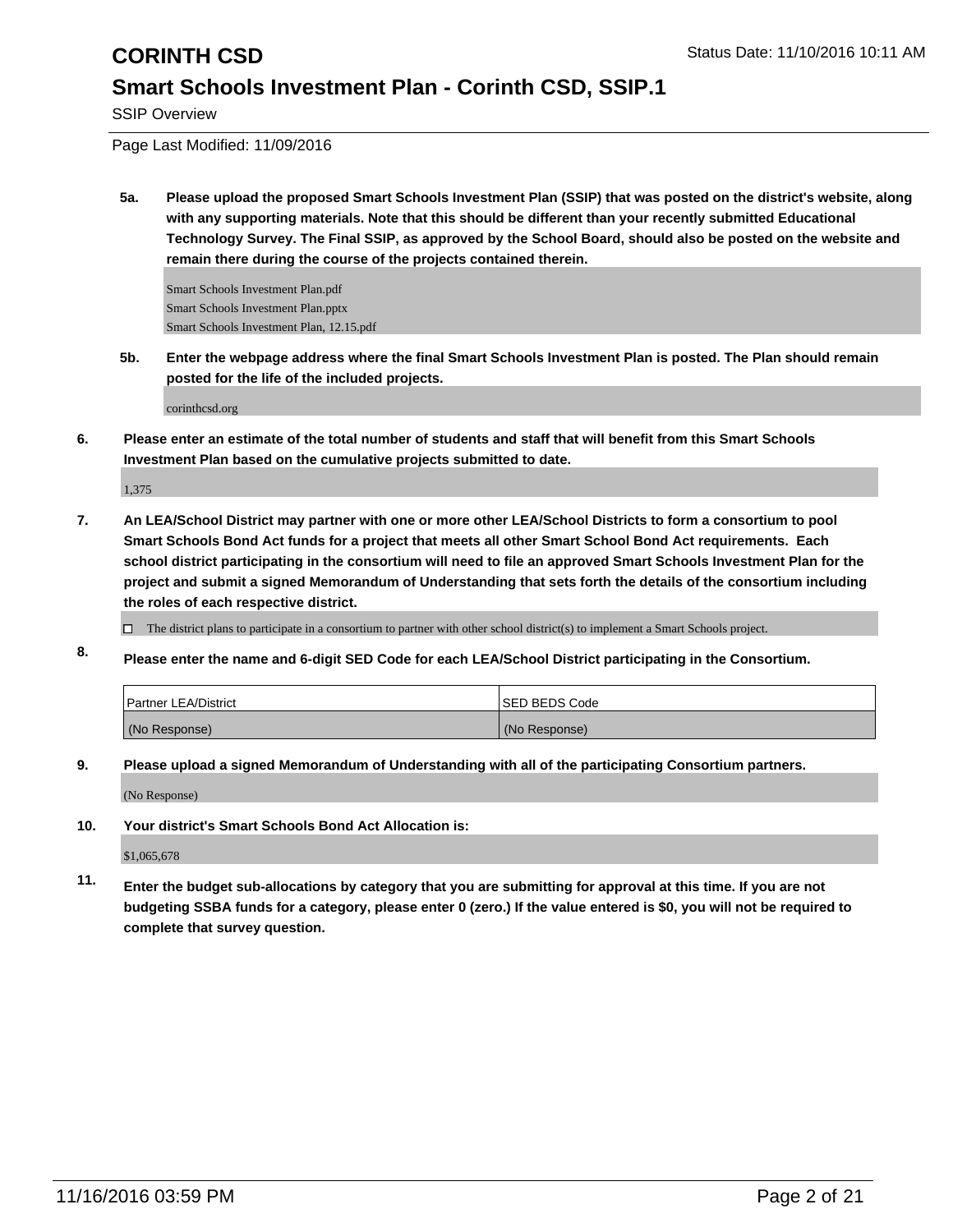# CORINTH CSD

## Smart Schools Investment Plan - Corinth CSD, SSIP.1

SSIP Overview

Page Last Modified: 11/09/2016

**5a. Please upload the proposed Smart Schools Investment Plan (SSIP) that was posted on the district's website, along with any supporting materials. Note that this should be different than your recently submitted Educational Technology Survey. The Final SSIP, as approved by the School Board, should also be posted on the website and remain there during the course of the projects contained therein.**

Smart Schools Investment Plan.pdf
Smart Schools Investment Plan.pptx
Smart Schools Investment Plan, 12.15.pdf

**5b. Enter the webpage address where the final Smart Schools Investment Plan is posted. The Plan should remain posted for the life of the included projects.**

corinthcsd.org

**6. Please enter an estimate of the total number of students and staff that will benefit from this Smart Schools Investment Plan based on the cumulative projects submitted to date.**

1,375

**7. An LEA/School District may partner with one or more other LEA/School Districts to form a consortium to pool Smart Schools Bond Act funds for a project that meets all other Smart School Bond Act requirements. Each school district participating in the consortium will need to file an approved Smart Schools Investment Plan for the project and submit a signed Memorandum of Understanding that sets forth the details of the consortium including the roles of each respective district.**

☐ The district plans to participate in a consortium to partner with other school district(s) to implement a Smart Schools project.

**8. Please enter the name and 6-digit SED Code for each LEA/School District participating in the Consortium.**

| Partner LEA/District | SED BEDS Code |
|---|---|
| (No Response) | (No Response) |

**9. Please upload a signed Memorandum of Understanding with all of the participating Consortium partners.**

(No Response)

**10. Your district's Smart Schools Bond Act Allocation is:**

$1,065,678

**11. Enter the budget sub-allocations by category that you are submitting for approval at this time. If you are not budgeting SSBA funds for a category, please enter 0 (zero.) If the value entered is $0, you will not be required to complete that survey question.**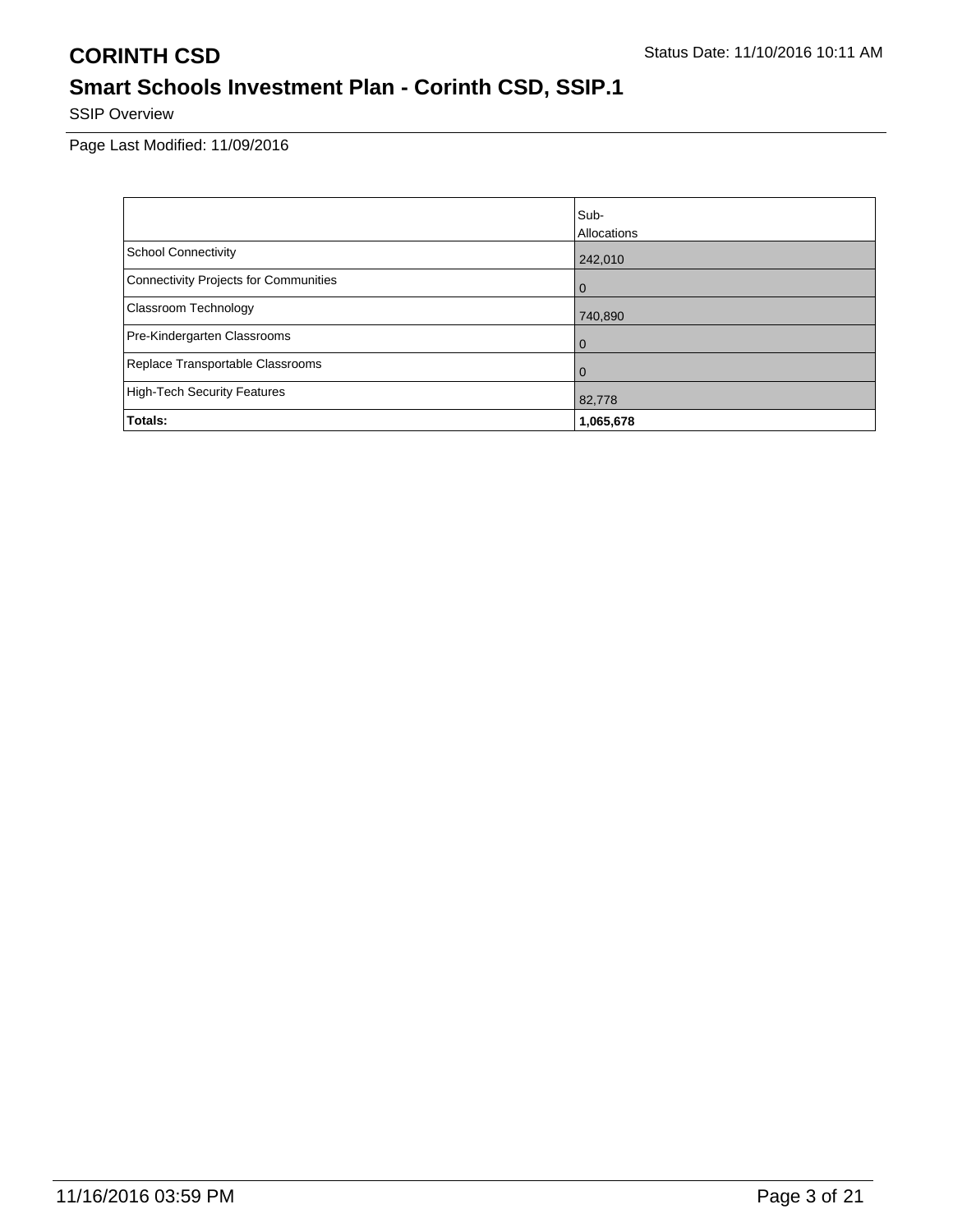# CORINTH CSD

Status Date: 11/10/2016 10:11 AM

## Smart Schools Investment Plan - Corinth CSD, SSIP.1

SSIP Overview

Page Last Modified: 11/09/2016

| | Sub-Allocations |
|---|---|
| School Connectivity | 242,010 |
| Connectivity Projects for Communities | 0 |
| Classroom Technology | 740,890 |
| Pre-Kindergarten Classrooms | 0 |
| Replace Transportable Classrooms | 0 |
| High-Tech Security Features | 82,778 |
| **Totals:** | **1,065,678** |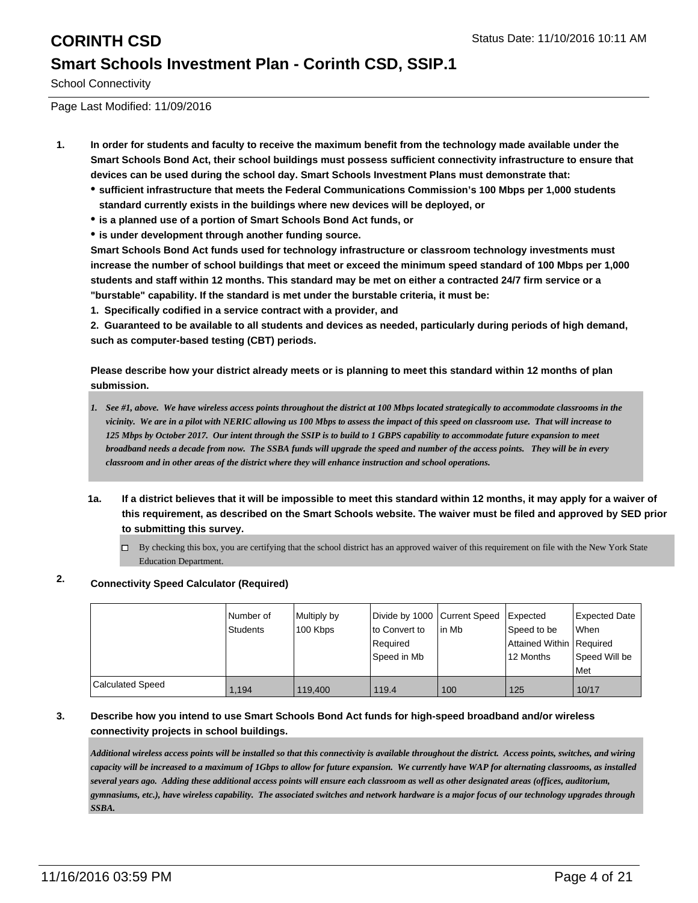# CORINTH CSD

Status Date: 11/10/2016 10:11 AM

## Smart Schools Investment Plan - Corinth CSD, SSIP.1

School Connectivity

Page Last Modified: 11/09/2016

1. **In order for students and faculty to receive the maximum benefit from the technology made available under the Smart Schools Bond Act, their school buildings must possess sufficient connectivity infrastructure to ensure that devices can be used during the school day. Smart Schools Investment Plans must demonstrate that:**
   - **sufficient infrastructure that meets the Federal Communications Commission's 100 Mbps per 1,000 students standard currently exists in the buildings where new devices will be deployed, or**
   - **is a planned use of a portion of Smart Schools Bond Act funds, or**
   - **is under development through another funding source.**

   **Smart Schools Bond Act funds used for technology infrastructure or classroom technology investments must increase the number of school buildings that meet or exceed the minimum speed standard of 100 Mbps per 1,000 students and staff within 12 months. This standard may be met on either a contracted 24/7 firm service or a "burstable" capability. If the standard is met under the burstable criteria, it must be:**

   **1. Specifically codified in a service contract with a provider, and**

   **2. Guaranteed to be available to all students and devices as needed, particularly during periods of high demand, such as computer-based testing (CBT) periods.**

   **Please describe how your district already meets or is planning to meet this standard within 12 months of plan submission.**

   *1. See #1, above. We have wireless access points throughout the district at 100 Mbps located strategically to accommodate classrooms in the vicinity. We are in a pilot with NERIC allowing us 100 Mbps to assess the impact of this speed on classroom use. That will increase to 125 Mbps by October 2017. Our intent through the SSIP is to build to 1 GBPS capability to accommodate future expansion to meet broadband needs a decade from now. The SSBA funds will upgrade the speed and number of the access points. They will be in every classroom and in other areas of the district where they will enhance instruction and school operations.*

   1a. **If a district believes that it will be impossible to meet this standard within 12 months, it may apply for a waiver of this requirement, as described on the Smart Schools website. The waiver must be filed and approved by SED prior to submitting this survey.**

   - ☐ By checking this box, you are certifying that the school district has an approved waiver of this requirement on file with the New York State Education Department.

2. **Connectivity Speed Calculator (Required)**

| | Number of Students | Multiply by 100 Kbps | Divide by 1000 to Convert to Required Speed in Mb | Current Speed in Mb | Expected Speed to be Attained Within 12 Months | Expected Date When Required Speed Will be Met |
|---|---|---|---|---|---|---|
| Calculated Speed | 1,194 | 119,400 | 119.4 | 100 | 125 | 10/17 |

3. **Describe how you intend to use Smart Schools Bond Act funds for high-speed broadband and/or wireless connectivity projects in school buildings.**

   *Additional wireless access points will be installed so that this connectivity is available throughout the district. Access points, switches, and wiring capacity will be increased to a maximum of 1Gbps to allow for future expansion. We currently have WAP for alternating classrooms, as installed several years ago. Adding these additional access points will ensure each classroom as well as other designated areas (offices, auditorium, gymnasiums, etc.), have wireless capability. The associated switches and network hardware is a major focus of our technology upgrades through SSBA.*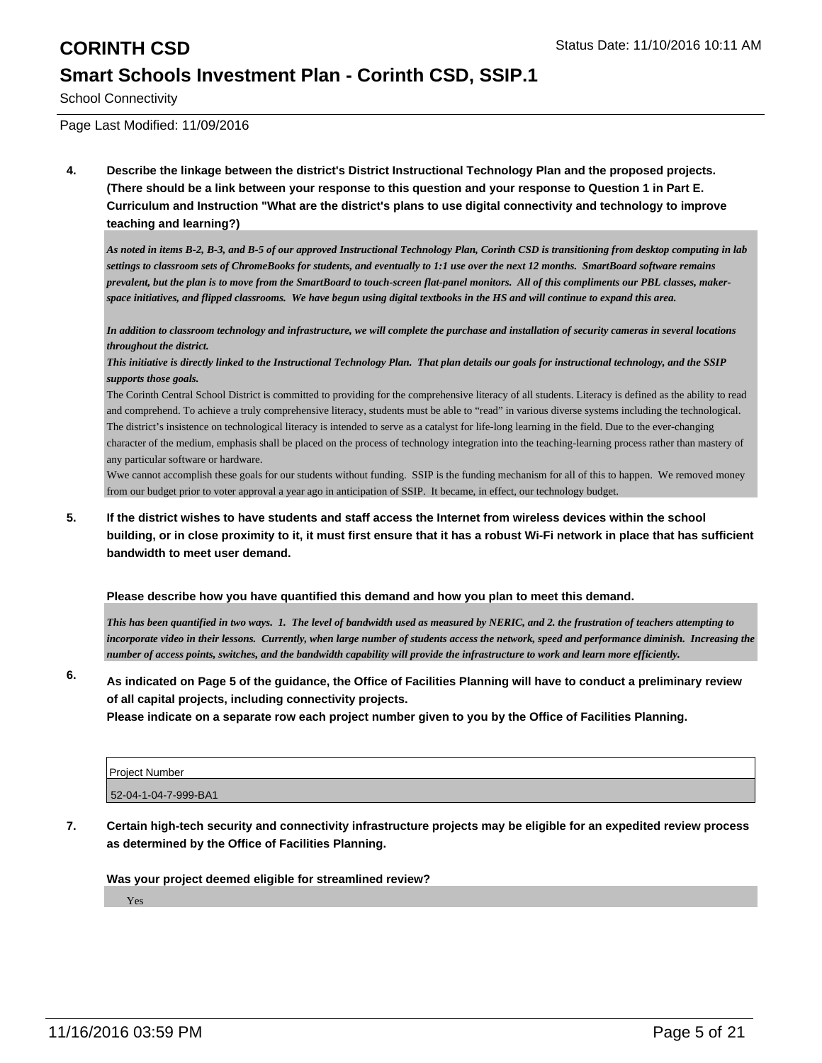**4. Describe the linkage between the district's District Instructional Technology Plan and the proposed projects. (There should be a link between your response to this question and your response to Question 1 in Part E. Curriculum and Instruction "What are the district's plans to use digital connectivity and technology to improve teaching and learning?)**

*As noted in items B-2, B-3, and B-5 of our approved Instructional Technology Plan, Corinth CSD is transitioning from desktop computing in lab settings to classroom sets of ChromeBooks for students, and eventually to 1:1 use over the next 12 months. SmartBoard software remains prevalent, but the plan is to move from the SmartBoard to touch-screen flat-panel monitors. All of this compliments our PBL classes, maker-space initiatives, and flipped classrooms. We have begun using digital textbooks in the HS and will continue to expand this area.*

*In addition to classroom technology and infrastructure, we will complete the purchase and installation of security cameras in several locations throughout the district.*
*This initiative is directly linked to the Instructional Technology Plan. That plan details our goals for instructional technology, and the SSIP supports those goals.*
The Corinth Central School District is committed to providing for the comprehensive literacy of all students. Literacy is defined as the ability to read and comprehend. To achieve a truly comprehensive literacy, students must be able to "read" in various diverse systems including the technological. The district's insistence on technological literacy is intended to serve as a catalyst for life-long learning in the field. Due to the ever-changing character of the medium, emphasis shall be placed on the process of technology integration into the teaching-learning process rather than mastery of any particular software or hardware.
Wwe cannot accomplish these goals for our students without funding. SSIP is the funding mechanism for all of this to happen. We removed money from our budget prior to voter approval a year ago in anticipation of SSIP. It became, in effect, our technology budget.

**5. If the district wishes to have students and staff access the Internet from wireless devices within the school building, or in close proximity to it, it must first ensure that it has a robust Wi-Fi network in place that has sufficient bandwidth to meet user demand.**

**Please describe how you have quantified this demand and how you plan to meet this demand.**

*This has been quantified in two ways. 1. The level of bandwidth used as measured by NERIC, and 2. the frustration of teachers attempting to incorporate video in their lessons. Currently, when large number of students access the network, speed and performance diminish. Increasing the number of access points, switches, and the bandwidth capability will provide the infrastructure to work and learn more efficiently.*

**6. As indicated on Page 5 of the guidance, the Office of Facilities Planning will have to conduct a preliminary review of all capital projects, including connectivity projects.**
**Please indicate on a separate row each project number given to you by the Office of Facilities Planning.**

| Project Number |
|---|
| 52-04-1-04-7-999-BA1 |

**7. Certain high-tech security and connectivity infrastructure projects may be eligible for an expedited review process as determined by the Office of Facilities Planning.**

**Was your project deemed eligible for streamlined review?**

Yes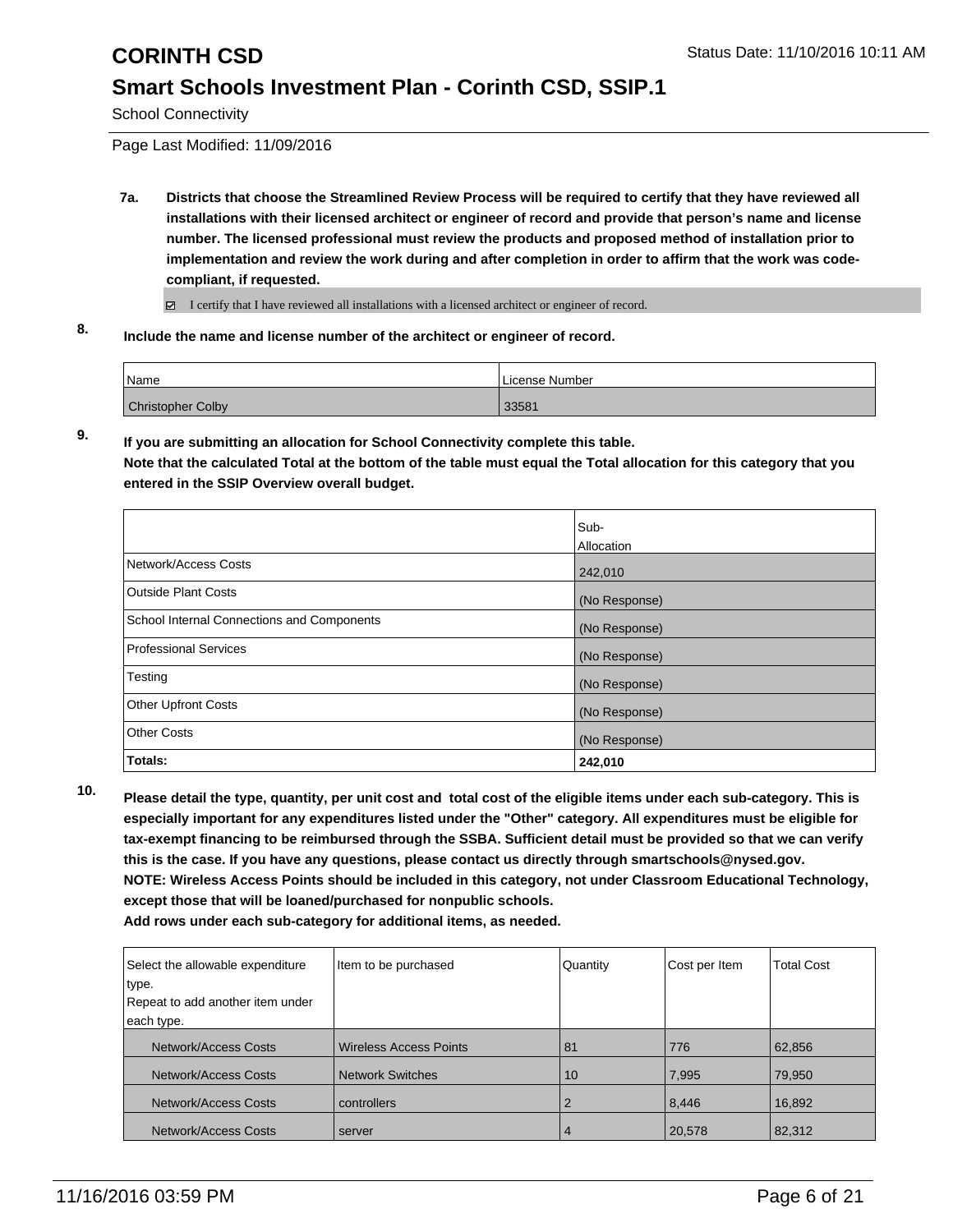# CORINTH CSD

## Smart Schools Investment Plan - Corinth CSD, SSIP.1

School Connectivity

Page Last Modified: 11/09/2016

**7a. Districts that choose the Streamlined Review Process will be required to certify that they have reviewed all installations with their licensed architect or engineer of record and provide that person's name and license number. The licensed professional must review the products and proposed method of installation prior to implementation and review the work during and after completion in order to affirm that the work was code-compliant, if requested.**

☑ I certify that I have reviewed all installations with a licensed architect or engineer of record.

**8. Include the name and license number of the architect or engineer of record.**

| Name | License Number |
|---|---|
| Christopher Colby | 33581 |

**9. If you are submitting an allocation for School Connectivity complete this table. Note that the calculated Total at the bottom of the table must equal the Total allocation for this category that you entered in the SSIP Overview overall budget.**

| | Sub-Allocation |
|---|---|
| Network/Access Costs | 242,010 |
| Outside Plant Costs | (No Response) |
| School Internal Connections and Components | (No Response) |
| Professional Services | (No Response) |
| Testing | (No Response) |
| Other Upfront Costs | (No Response) |
| Other Costs | (No Response) |
| **Totals:** | **242,010** |

**10. Please detail the type, quantity, per unit cost and total cost of the eligible items under each sub-category. This is especially important for any expenditures listed under the "Other" category. All expenditures must be eligible for tax-exempt financing to be reimbursed through the SSBA. Sufficient detail must be provided so that we can verify this is the case. If you have any questions, please contact us directly through smartschools@nysed.gov. NOTE: Wireless Access Points should be included in this category, not under Classroom Educational Technology, except those that will be loaned/purchased for nonpublic schools. Add rows under each sub-category for additional items, as needed.**

| Select the allowable expenditure type. Repeat to add another item under each type. | Item to be purchased | Quantity | Cost per Item | Total Cost |
|---|---|---|---|---|
| Network/Access Costs | Wireless Access Points | 81 | 776 | 62,856 |
| Network/Access Costs | Network Switches | 10 | 7,995 | 79,950 |
| Network/Access Costs | controllers | 2 | 8,446 | 16,892 |
| Network/Access Costs | server | 4 | 20,578 | 82,312 |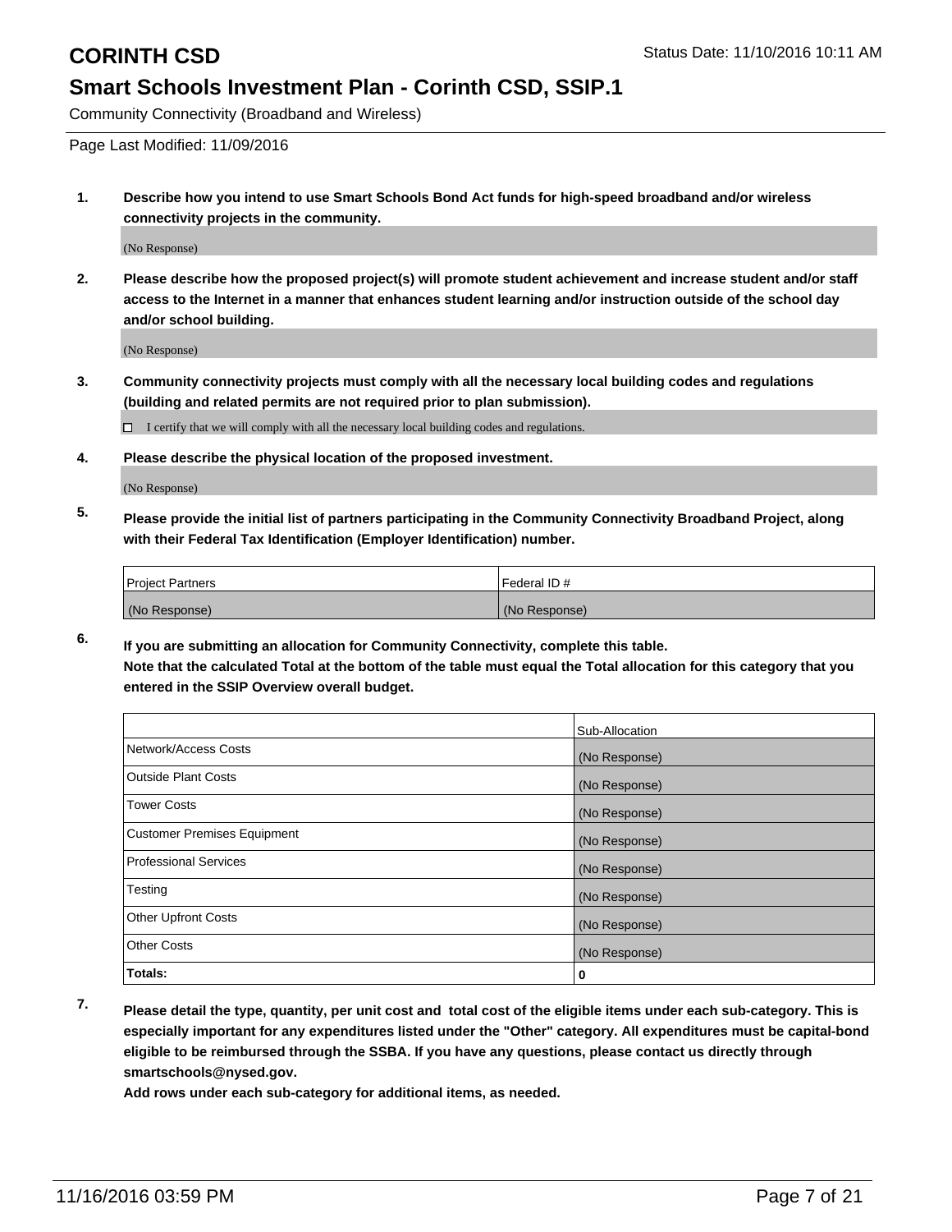# CORINTH CSD

Status Date: 11/10/2016 10:11 AM

## Smart Schools Investment Plan - Corinth CSD, SSIP.1

Community Connectivity (Broadband and Wireless)

Page Last Modified: 11/09/2016

1. **Describe how you intend to use Smart Schools Bond Act funds for high-speed broadband and/or wireless connectivity projects in the community.**

   (No Response)

2. **Please describe how the proposed project(s) will promote student achievement and increase student and/or staff access to the Internet in a manner that enhances student learning and/or instruction outside of the school day and/or school building.**

   (No Response)

3. **Community connectivity projects must comply with all the necessary local building codes and regulations (building and related permits are not required prior to plan submission).**

   ☐ I certify that we will comply with all the necessary local building codes and regulations.

4. **Please describe the physical location of the proposed investment.**

   (No Response)

5. **Please provide the initial list of partners participating in the Community Connectivity Broadband Project, along with their Federal Tax Identification (Employer Identification) number.**

| Project Partners | Federal ID # |
| --- | --- |
| (No Response) | (No Response) |

6. **If you are submitting an allocation for Community Connectivity, complete this table.**
   **Note that the calculated Total at the bottom of the table must equal the Total allocation for this category that you entered in the SSIP Overview overall budget.**

| | Sub-Allocation |
| --- | --- |
| Network/Access Costs | (No Response) |
| Outside Plant Costs | (No Response) |
| Tower Costs | (No Response) |
| Customer Premises Equipment | (No Response) |
| Professional Services | (No Response) |
| Testing | (No Response) |
| Other Upfront Costs | (No Response) |
| Other Costs | (No Response) |
| **Totals:** | **0** |

7. **Please detail the type, quantity, per unit cost and total cost of the eligible items under each sub-category. This is especially important for any expenditures listed under the "Other" category. All expenditures must be capital-bond eligible to be reimbursed through the SSBA. If you have any questions, please contact us directly through smartschools@nysed.gov.**
   **Add rows under each sub-category for additional items, as needed.**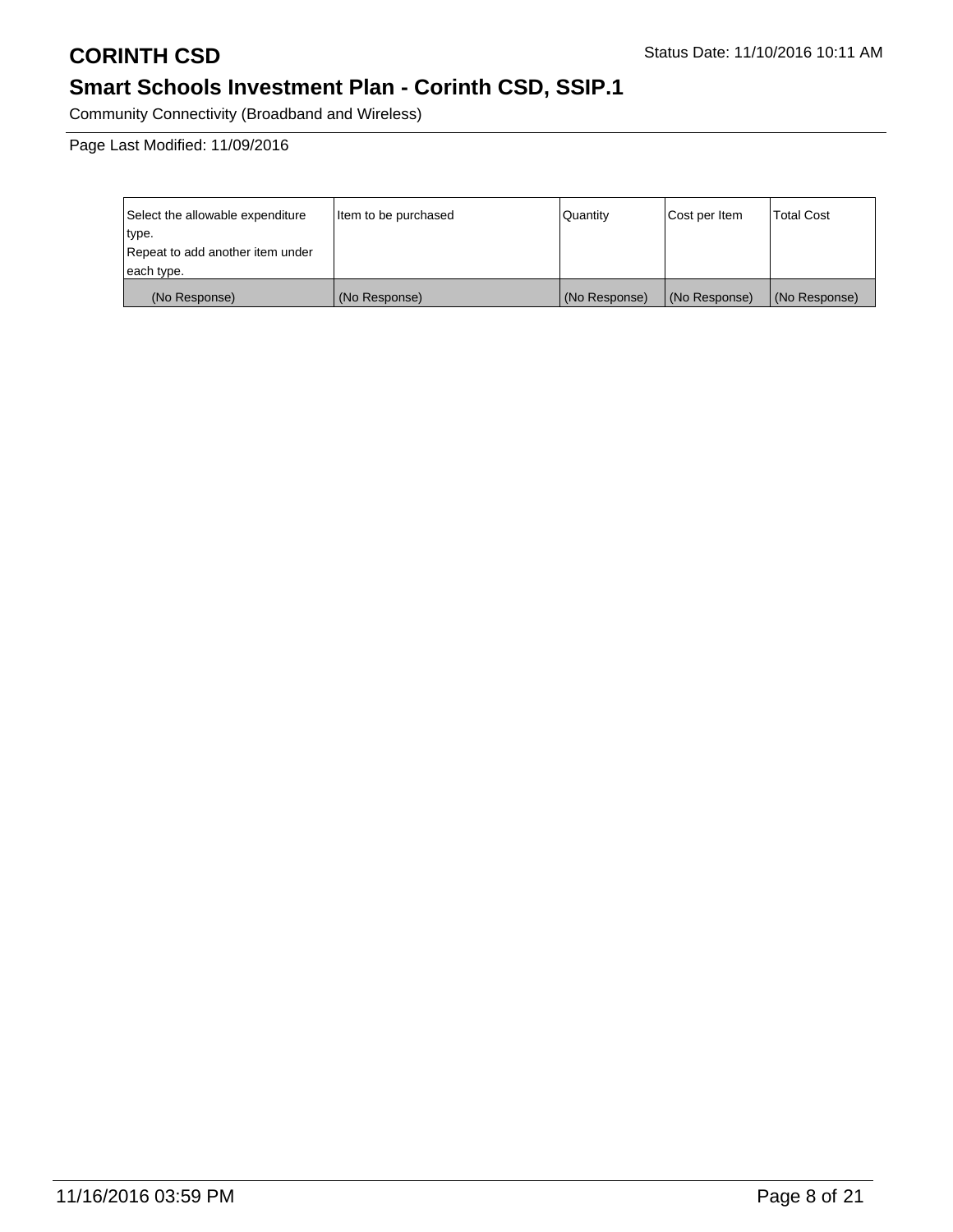# CORINTH CSD

Status Date: 11/10/2016 10:11 AM

## Smart Schools Investment Plan - Corinth CSD, SSIP.1

Community Connectivity (Broadband and Wireless)

Page Last Modified: 11/09/2016

| Select the allowable expenditure type. Repeat to add another item under each type. | Item to be purchased | Quantity | Cost per Item | Total Cost |
|---|---|---|---|---|
| (No Response) | (No Response) | (No Response) | (No Response) | (No Response) |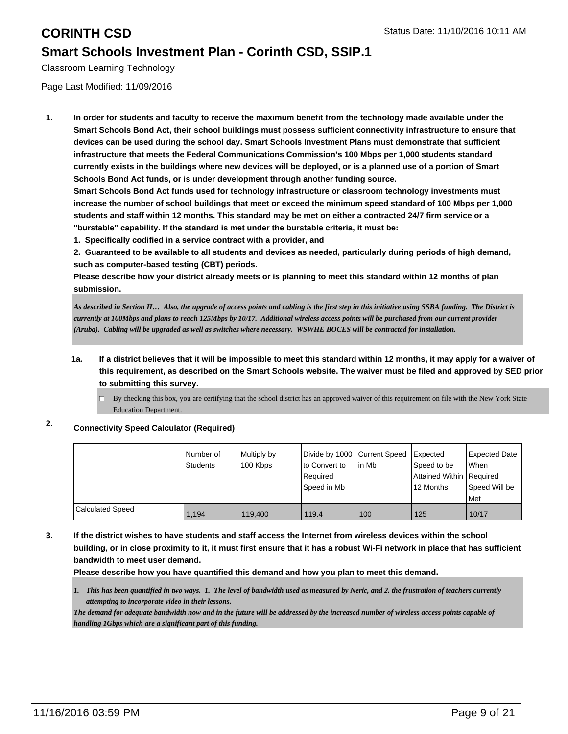# CORINTH CSD

Status Date: 11/10/2016 10:11 AM

## Smart Schools Investment Plan - Corinth CSD, SSIP.1

Classroom Learning Technology

Page Last Modified: 11/09/2016

**1. In order for students and faculty to receive the maximum benefit from the technology made available under the Smart Schools Bond Act, their school buildings must possess sufficient connectivity infrastructure to ensure that devices can be used during the school day. Smart Schools Investment Plans must demonstrate that sufficient infrastructure that meets the Federal Communications Commission's 100 Mbps per 1,000 students standard currently exists in the buildings where new devices will be deployed, or is a planned use of a portion of Smart Schools Bond Act funds, or is under development through another funding source.**

**Smart Schools Bond Act funds used for technology infrastructure or classroom technology investments must increase the number of school buildings that meet or exceed the minimum speed standard of 100 Mbps per 1,000 students and staff within 12 months. This standard may be met on either a contracted 24/7 firm service or a "burstable" capability. If the standard is met under the burstable criteria, it must be:**

**1. Specifically codified in a service contract with a provider, and**

**2. Guaranteed to be available to all students and devices as needed, particularly during periods of high demand, such as computer-based testing (CBT) periods.**

**Please describe how your district already meets or is planning to meet this standard within 12 months of plan submission.**

***As described in Section II… Also, the upgrade of access points and cabling is the first step in this initiative using SSBA funding. The District is currently at 100Mbps and plans to reach 125Mbps by 10/17. Additional wireless access points will be purchased from our current provider (Aruba). Cabling will be upgraded as well as switches where necessary. WSWHE BOCES will be contracted for installation.***

**1a. If a district believes that it will be impossible to meet this standard within 12 months, it may apply for a waiver of this requirement, as described on the Smart Schools website. The waiver must be filed and approved by SED prior to submitting this survey.**

☐ By checking this box, you are certifying that the school district has an approved waiver of this requirement on file with the New York State Education Department.

**2. Connectivity Speed Calculator (Required)**

| | Number of Students | Multiply by 100 Kbps | Divide by 1000 to Convert to Required Speed in Mb | Current Speed in Mb | Expected Speed to be Attained Within 12 Months | Expected Date When Required Speed Will be Met |
|---|---|---|---|---|---|---|
| Calculated Speed | 1,194 | 119,400 | 119.4 | 100 | 125 | 10/17 |

**3. If the district wishes to have students and staff access the Internet from wireless devices within the school building, or in close proximity to it, it must first ensure that it has a robust Wi-Fi network in place that has sufficient bandwidth to meet user demand.**

**Please describe how you have quantified this demand and how you plan to meet this demand.**

1. ***This has been quantified in two ways. 1. The level of bandwidth used as measured by Neric, and 2. the frustration of teachers currently attempting to incorporate video in their lessons.***

***The demand for adequate bandwidth now and in the future will be addressed by the increased number of wireless access points capable of handling 1Gbps which are a significant part of this funding.***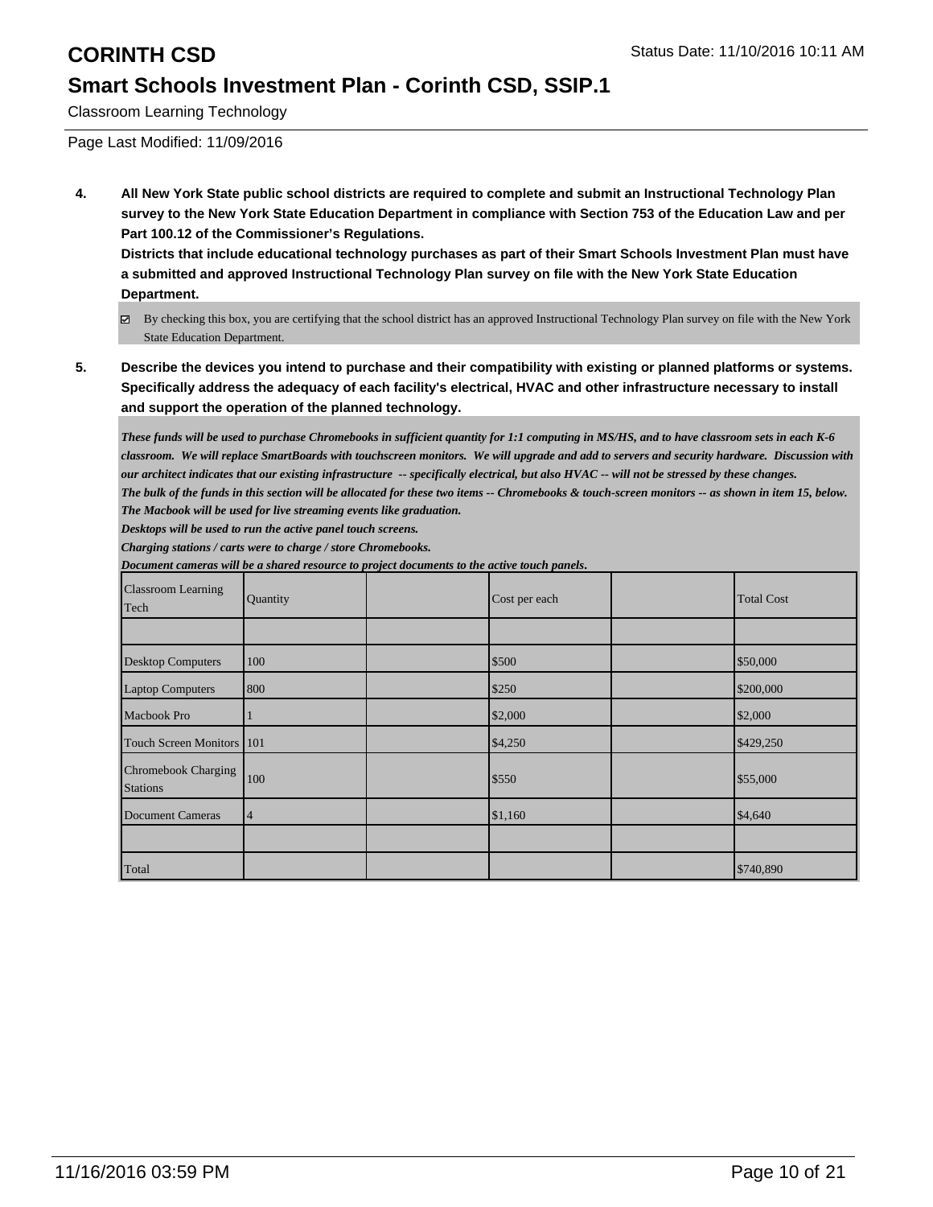# CORINTH CSD

Status Date: 11/10/2016 10:11 AM

## Smart Schools Investment Plan - Corinth CSD, SSIP.1

Classroom Learning Technology

Page Last Modified: 11/09/2016

**4. All New York State public school districts are required to complete and submit an Instructional Technology Plan survey to the New York State Education Department in compliance with Section 753 of the Education Law and per Part 100.12 of the Commissioner's Regulations.**

**Districts that include educational technology purchases as part of their Smart Schools Investment Plan must have a submitted and approved Instructional Technology Plan survey on file with the New York State Education Department.**

☑ By checking this box, you are certifying that the school district has an approved Instructional Technology Plan survey on file with the New York State Education Department.

**5. Describe the devices you intend to purchase and their compatibility with existing or planned platforms or systems. Specifically address the adequacy of each facility's electrical, HVAC and other infrastructure necessary to install and support the operation of the planned technology.**

***These funds will be used to purchase Chromebooks in sufficient quantity for 1:1 computing in MS/HS, and to have classroom sets in each K-6 classroom. We will replace SmartBoards with touchscreen monitors. We will upgrade and add to servers and security hardware. Discussion with our architect indicates that our existing infrastructure -- specifically electrical, but also HVAC -- will not be stressed by these changes.***

***The bulk of the funds in this section will be allocated for these two items -- Chromebooks & touch-screen monitors -- as shown in item 15, below.***

***The Macbook will be used for live streaming events like graduation.***

***Desktops will be used to run the active panel touch screens.***

***Charging stations / carts were to charge / store Chromebooks.***

***Document cameras will be a shared resource to project documents to the active touch panels.***

| Classroom Learning Tech | Quantity | | Cost per each | | Total Cost |
|---|---|---|---|---|---|
| | | | | | |
| Desktop Computers | 100 | | $500 | | $50,000 |
| Laptop Computers | 800 | | $250 | | $200,000 |
| Macbook Pro | 1 | | $2,000 | | $2,000 |
| Touch Screen Monitors | 101 | | $4,250 | | $429,250 |
| Chromebook Charging Stations | 100 | | $550 | | $55,000 |
| Document Cameras | 4 | | $1,160 | | $4,640 |
| | | | | | |
| Total | | | | | $740,890 |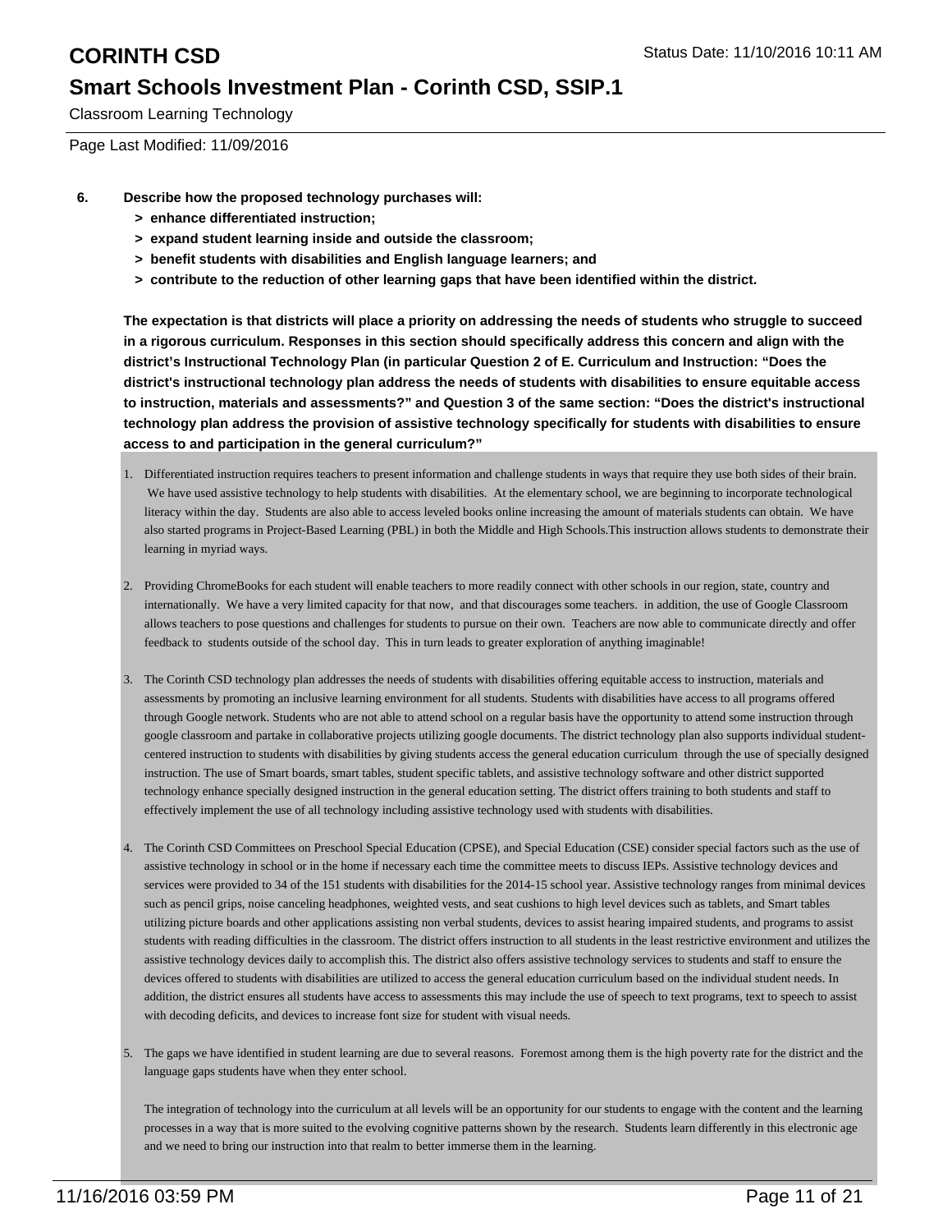Classroom Learning Technology

Page Last Modified: 11/09/2016

**6. Describe how the proposed technology purchases will:**

- **> enhance differentiated instruction;**
- **> expand student learning inside and outside the classroom;**
- **> benefit students with disabilities and English language learners; and**
- **> contribute to the reduction of other learning gaps that have been identified within the district.**

**The expectation is that districts will place a priority on addressing the needs of students who struggle to succeed in a rigorous curriculum. Responses in this section should specifically address this concern and align with the district's Instructional Technology Plan (in particular Question 2 of E. Curriculum and Instruction: "Does the district's instructional technology plan address the needs of students with disabilities to ensure equitable access to instruction, materials and assessments?" and Question 3 of the same section: "Does the district's instructional technology plan address the provision of assistive technology specifically for students with disabilities to ensure access to and participation in the general curriculum?"**

1. Differentiated instruction requires teachers to present information and challenge students in ways that require they use both sides of their brain. We have used assistive technology to help students with disabilities. At the elementary school, we are beginning to incorporate technological literacy within the day. Students are also able to access leveled books online increasing the amount of materials students can obtain. We have also started programs in Project-Based Learning (PBL) in both the Middle and High Schools.This instruction allows students to demonstrate their learning in myriad ways.

2. Providing ChromeBooks for each student will enable teachers to more readily connect with other schools in our region, state, country and internationally. We have a very limited capacity for that now, and that discourages some teachers. in addition, the use of Google Classroom allows teachers to pose questions and challenges for students to pursue on their own. Teachers are now able to communicate directly and offer feedback to students outside of the school day. This in turn leads to greater exploration of anything imaginable!

3. The Corinth CSD technology plan addresses the needs of students with disabilities offering equitable access to instruction, materials and assessments by promoting an inclusive learning environment for all students. Students with disabilities have access to all programs offered through Google network. Students who are not able to attend school on a regular basis have the opportunity to attend some instruction through google classroom and partake in collaborative projects utilizing google documents. The district technology plan also supports individual student-centered instruction to students with disabilities by giving students access the general education curriculum through the use of specially designed instruction. The use of Smart boards, smart tables, student specific tablets, and assistive technology software and other district supported technology enhance specially designed instruction in the general education setting. The district offers training to both students and staff to effectively implement the use of all technology including assistive technology used with students with disabilities.

4. The Corinth CSD Committees on Preschool Special Education (CPSE), and Special Education (CSE) consider special factors such as the use of assistive technology in school or in the home if necessary each time the committee meets to discuss IEPs. Assistive technology devices and services were provided to 34 of the 151 students with disabilities for the 2014-15 school year. Assistive technology ranges from minimal devices such as pencil grips, noise canceling headphones, weighted vests, and seat cushions to high level devices such as tablets, and Smart tables utilizing picture boards and other applications assisting non verbal students, devices to assist hearing impaired students, and programs to assist students with reading difficulties in the classroom. The district offers instruction to all students in the least restrictive environment and utilizes the assistive technology devices daily to accomplish this. The district also offers assistive technology services to students and staff to ensure the devices offered to students with disabilities are utilized to access the general education curriculum based on the individual student needs. In addition, the district ensures all students have access to assessments this may include the use of speech to text programs, text to speech to assist with decoding deficits, and devices to increase font size for student with visual needs.

5. The gaps we have identified in student learning are due to several reasons. Foremost among them is the high poverty rate for the district and the language gaps students have when they enter school.

   The integration of technology into the curriculum at all levels will be an opportunity for our students to engage with the content and the learning processes in a way that is more suited to the evolving cognitive patterns shown by the research. Students learn differently in this electronic age and we need to bring our instruction into that realm to better immerse them in the learning.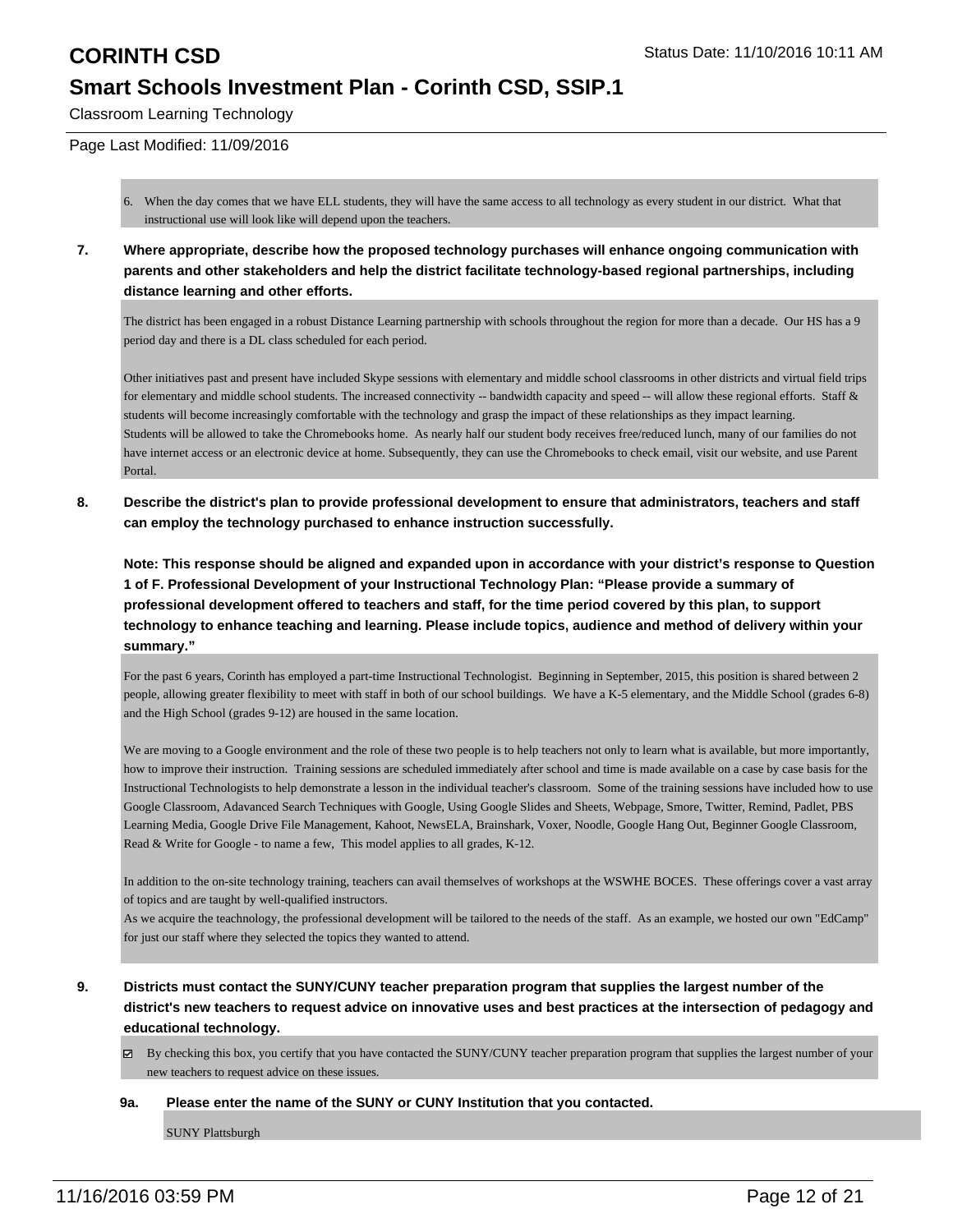6. When the day comes that we have ELL students, they will have the same access to all technology as every student in our district. What that instructional use will look like will depend upon the teachers.

**7. Where appropriate, describe how the proposed technology purchases will enhance ongoing communication with parents and other stakeholders and help the district facilitate technology-based regional partnerships, including distance learning and other efforts.**

The district has been engaged in a robust Distance Learning partnership with schools throughout the region for more than a decade. Our HS has a 9 period day and there is a DL class scheduled for each period.

Other initiatives past and present have included Skype sessions with elementary and middle school classrooms in other districts and virtual field trips for elementary and middle school students. The increased connectivity -- bandwidth capacity and speed -- will allow these regional efforts. Staff & students will become increasingly comfortable with the technology and grasp the impact of these relationships as they impact learning.
Students will be allowed to take the Chromebooks home. As nearly half our student body receives free/reduced lunch, many of our families do not have internet access or an electronic device at home. Subsequently, they can use the Chromebooks to check email, visit our website, and use Parent Portal.

**8. Describe the district's plan to provide professional development to ensure that administrators, teachers and staff can employ the technology purchased to enhance instruction successfully.**

**Note: This response should be aligned and expanded upon in accordance with your district's response to Question 1 of F. Professional Development of your Instructional Technology Plan: "Please provide a summary of professional development offered to teachers and staff, for the time period covered by this plan, to support technology to enhance teaching and learning. Please include topics, audience and method of delivery within your summary."**

For the past 6 years, Corinth has employed a part-time Instructional Technologist. Beginning in September, 2015, this position is shared between 2 people, allowing greater flexibility to meet with staff in both of our school buildings. We have a K-5 elementary, and the Middle School (grades 6-8) and the High School (grades 9-12) are housed in the same location.

We are moving to a Google environment and the role of these two people is to help teachers not only to learn what is available, but more importantly, how to improve their instruction. Training sessions are scheduled immediately after school and time is made available on a case by case basis for the Instructional Technologists to help demonstrate a lesson in the individual teacher's classroom. Some of the training sessions have included how to use Google Classroom, Adavanced Search Techniques with Google, Using Google Slides and Sheets, Webpage, Smore, Twitter, Remind, Padlet, PBS Learning Media, Google Drive File Management, Kahoot, NewsELA, Brainshark, Voxer, Noodle, Google Hang Out, Beginner Google Classroom, Read & Write for Google - to name a few, This model applies to all grades, K-12.

In addition to the on-site technology training, teachers can avail themselves of workshops at the WSWHE BOCES. These offerings cover a vast array of topics and are taught by well-qualified instructors.
As we acquire the teachnology, the professional development will be tailored to the needs of the staff. As an example, we hosted our own "EdCamp" for just our staff where they selected the topics they wanted to attend.

**9. Districts must contact the SUNY/CUNY teacher preparation program that supplies the largest number of the district's new teachers to request advice on innovative uses and best practices at the intersection of pedagogy and educational technology.**

☑ By checking this box, you certify that you have contacted the SUNY/CUNY teacher preparation program that supplies the largest number of your new teachers to request advice on these issues.

**9a. Please enter the name of the SUNY or CUNY Institution that you contacted.**

SUNY Plattsburgh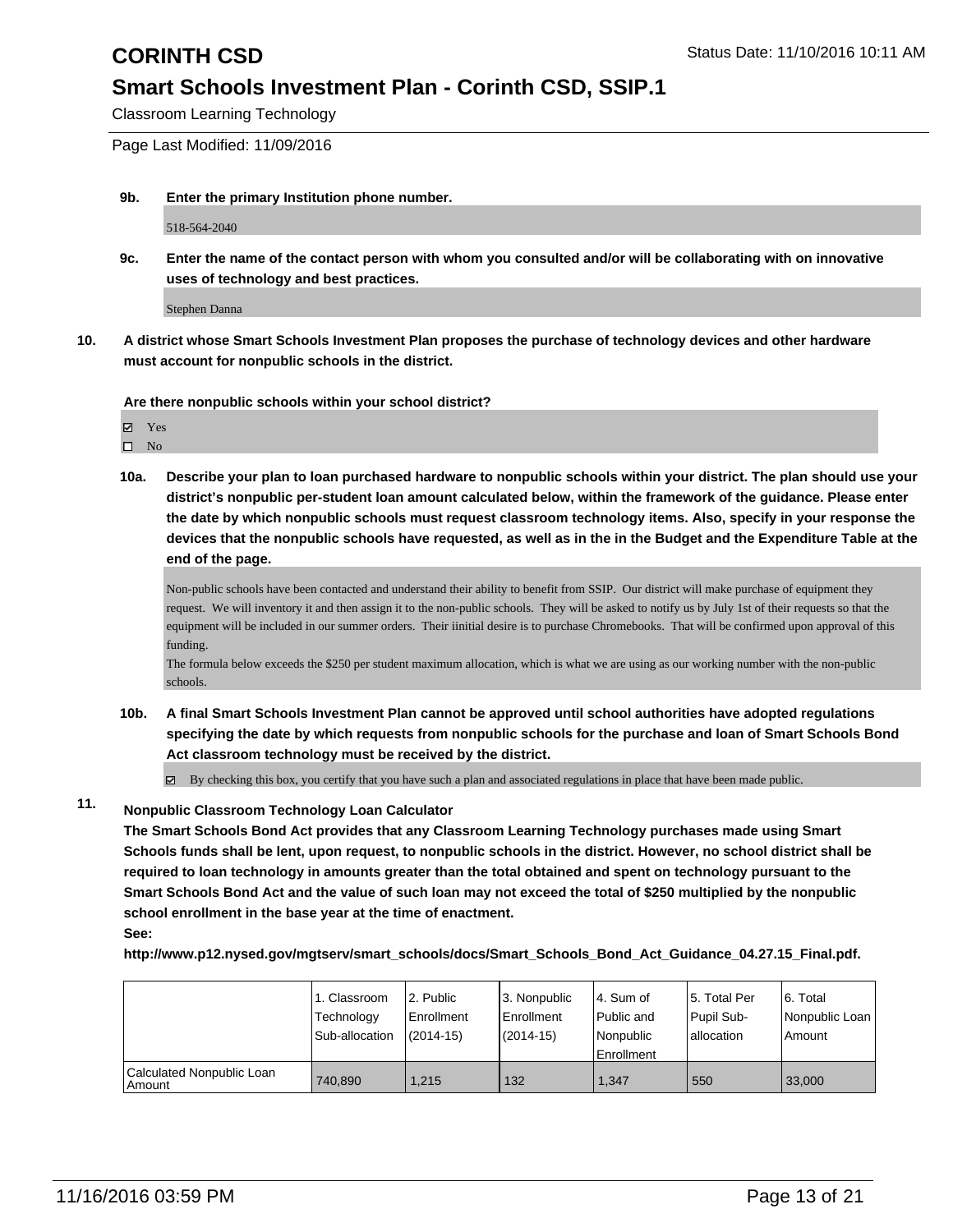**9b. Enter the primary Institution phone number.**

518-564-2040

**9c. Enter the name of the contact person with whom you consulted and/or will be collaborating with on innovative uses of technology and best practices.**

Stephen Danna

**10. A district whose Smart Schools Investment Plan proposes the purchase of technology devices and other hardware must account for nonpublic schools in the district.**

**Are there nonpublic schools within your school district?**

- ☑ Yes
- ☐ No

**10a. Describe your plan to loan purchased hardware to nonpublic schools within your district. The plan should use your district's nonpublic per-student loan amount calculated below, within the framework of the guidance. Please enter the date by which nonpublic schools must request classroom technology items. Also, specify in your response the devices that the nonpublic schools have requested, as well as in the in the Budget and the Expenditure Table at the end of the page.**

Non-public schools have been contacted and understand their ability to benefit from SSIP. Our district will make purchase of equipment they request. We will inventory it and then assign it to the non-public schools. They will be asked to notify us by July 1st of their requests so that the equipment will be included in our summer orders. Their iinitial desire is to purchase Chromebooks. That will be confirmed upon approval of this funding.
The formula below exceeds the $250 per student maximum allocation, which is what we are using as our working number with the non-public schools.

**10b. A final Smart Schools Investment Plan cannot be approved until school authorities have adopted regulations specifying the date by which requests from nonpublic schools for the purchase and loan of Smart Schools Bond Act classroom technology must be received by the district.**

☑ By checking this box, you certify that you have such a plan and associated regulations in place that have been made public.

**11. Nonpublic Classroom Technology Loan Calculator**

**The Smart Schools Bond Act provides that any Classroom Learning Technology purchases made using Smart Schools funds shall be lent, upon request, to nonpublic schools in the district. However, no school district shall be required to loan technology in amounts greater than the total obtained and spent on technology pursuant to the Smart Schools Bond Act and the value of such loan may not exceed the total of $250 multiplied by the nonpublic school enrollment in the base year at the time of enactment.**

**See:**

**http://www.p12.nysed.gov/mgtserv/smart_schools/docs/Smart_Schools_Bond_Act_Guidance_04.27.15_Final.pdf.**

| | 1. Classroom Technology Sub-allocation | 2. Public Enrollment (2014-15) | 3. Nonpublic Enrollment (2014-15) | 4. Sum of Public and Nonpublic Enrollment | 5. Total Per Pupil Sub-allocation | 6. Total Nonpublic Loan Amount |
|---|---|---|---|---|---|---|
| Calculated Nonpublic Loan Amount | 740,890 | 1,215 | 132 | 1,347 | 550 | 33,000 |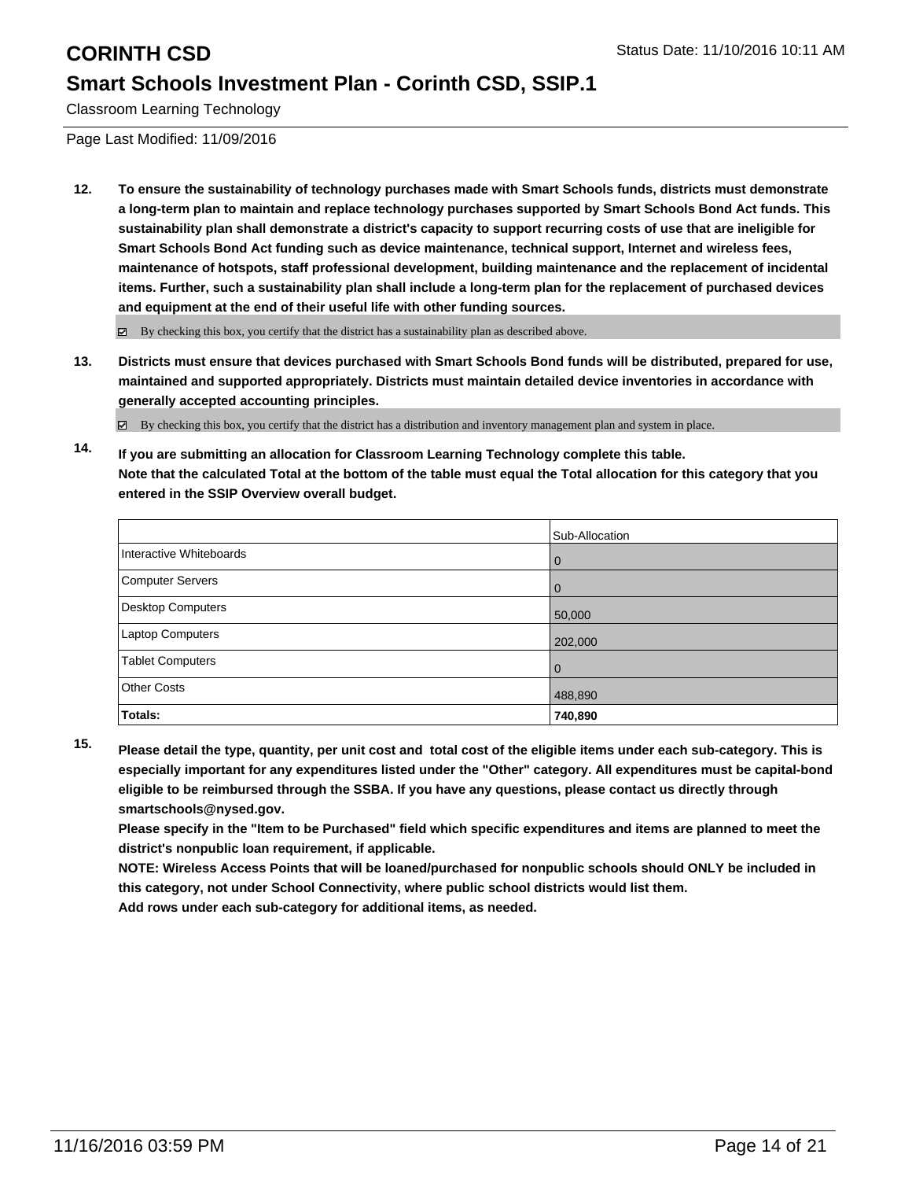**12. To ensure the sustainability of technology purchases made with Smart Schools funds, districts must demonstrate a long-term plan to maintain and replace technology purchases supported by Smart Schools Bond Act funds. This sustainability plan shall demonstrate a district's capacity to support recurring costs of use that are ineligible for Smart Schools Bond Act funding such as device maintenance, technical support, Internet and wireless fees, maintenance of hotspots, staff professional development, building maintenance and the replacement of incidental items. Further, such a sustainability plan shall include a long-term plan for the replacement of purchased devices and equipment at the end of their useful life with other funding sources.**

☑ By checking this box, you certify that the district has a sustainability plan as described above.

**13. Districts must ensure that devices purchased with Smart Schools Bond funds will be distributed, prepared for use, maintained and supported appropriately. Districts must maintain detailed device inventories in accordance with generally accepted accounting principles.**

☑ By checking this box, you certify that the district has a distribution and inventory management plan and system in place.

**14. If you are submitting an allocation for Classroom Learning Technology complete this table. Note that the calculated Total at the bottom of the table must equal the Total allocation for this category that you entered in the SSIP Overview overall budget.**

| | Sub-Allocation |
|---|---|
| Interactive Whiteboards | 0 |
| Computer Servers | 0 |
| Desktop Computers | 50,000 |
| Laptop Computers | 202,000 |
| Tablet Computers | 0 |
| Other Costs | 488,890 |
| **Totals:** | **740,890** |

**15. Please detail the type, quantity, per unit cost and total cost of the eligible items under each sub-category. This is especially important for any expenditures listed under the "Other" category. All expenditures must be capital-bond eligible to be reimbursed through the SSBA. If you have any questions, please contact us directly through smartschools@nysed.gov.**

**Please specify in the "Item to be Purchased" field which specific expenditures and items are planned to meet the district's nonpublic loan requirement, if applicable.**

**NOTE: Wireless Access Points that will be loaned/purchased for nonpublic schools should ONLY be included in this category, not under School Connectivity, where public school districts would list them.**

**Add rows under each sub-category for additional items, as needed.**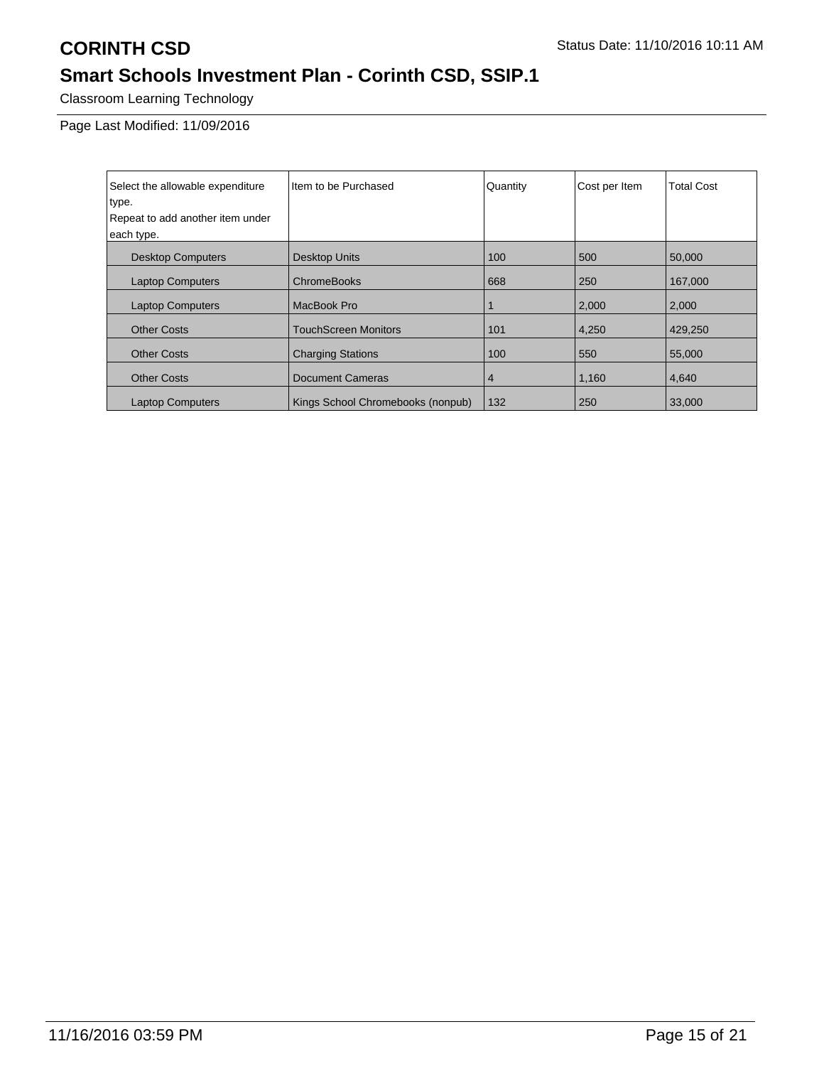# CORINTH CSD

Status Date: 11/10/2016 10:11 AM

## Smart Schools Investment Plan - Corinth CSD, SSIP.1

Classroom Learning Technology

Page Last Modified: 11/09/2016

| Select the allowable expenditure type.<br>Repeat to add another item under each type. | Item to be Purchased | Quantity | Cost per Item | Total Cost |
|---|---|---|---|---|
| Desktop Computers | Desktop Units | 100 | 500 | 50,000 |
| Laptop Computers | ChromeBooks | 668 | 250 | 167,000 |
| Laptop Computers | MacBook Pro | 1 | 2,000 | 2,000 |
| Other Costs | TouchScreen Monitors | 101 | 4,250 | 429,250 |
| Other Costs | Charging Stations | 100 | 550 | 55,000 |
| Other Costs | Document Cameras | 4 | 1,160 | 4,640 |
| Laptop Computers | Kings School Chromebooks (nonpub) | 132 | 250 | 33,000 |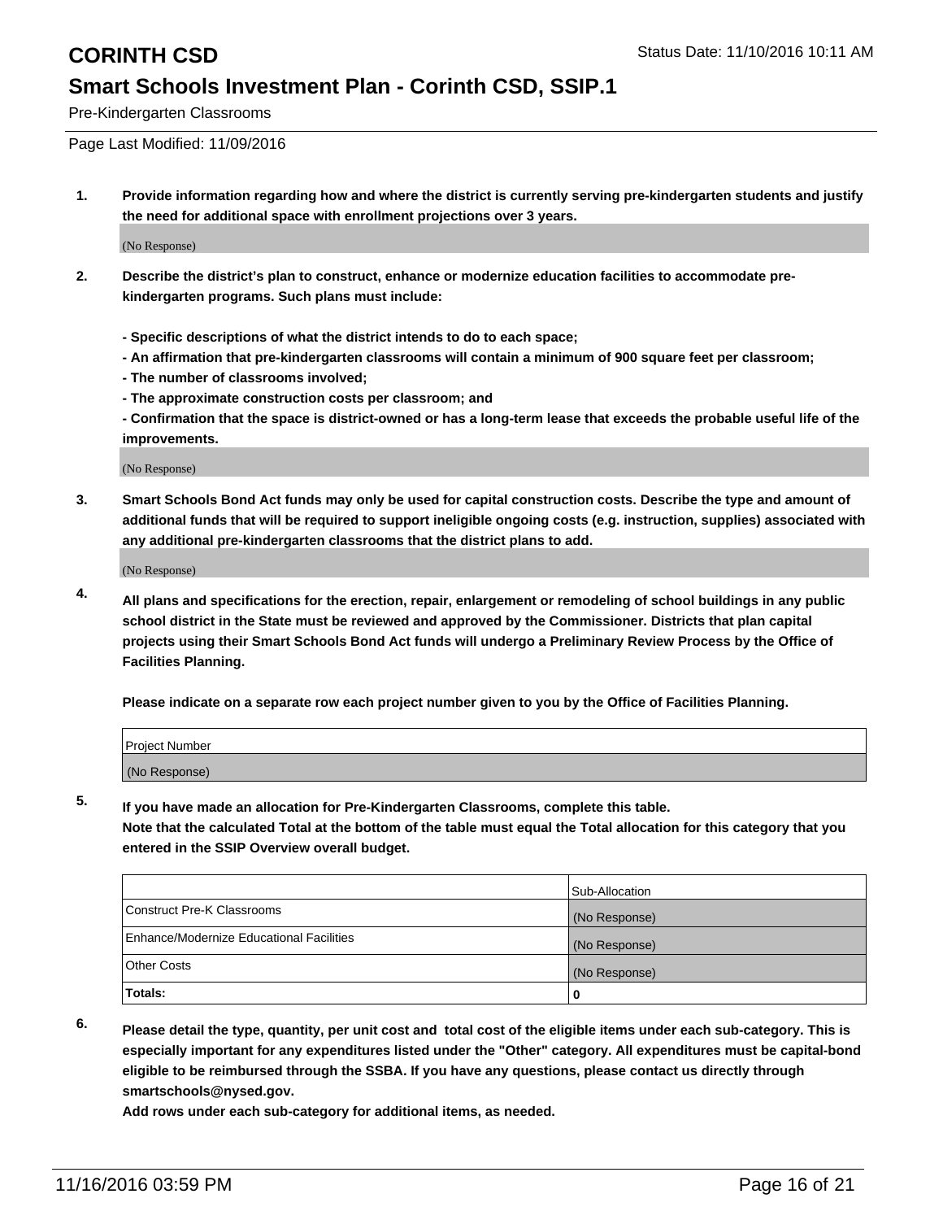# CORINTH CSD

Status Date: 11/10/2016 10:11 AM

## Smart Schools Investment Plan - Corinth CSD, SSIP.1

Pre-Kindergarten Classrooms

Page Last Modified: 11/09/2016

**1. Provide information regarding how and where the district is currently serving pre-kindergarten students and justify the need for additional space with enrollment projections over 3 years.**

(No Response)

**2. Describe the district's plan to construct, enhance or modernize education facilities to accommodate pre-kindergarten programs. Such plans must include:**

**- Specific descriptions of what the district intends to do to each space;**
**- An affirmation that pre-kindergarten classrooms will contain a minimum of 900 square feet per classroom;**
**- The number of classrooms involved;**
**- The approximate construction costs per classroom; and**
**- Confirmation that the space is district-owned or has a long-term lease that exceeds the probable useful life of the improvements.**

(No Response)

**3. Smart Schools Bond Act funds may only be used for capital construction costs. Describe the type and amount of additional funds that will be required to support ineligible ongoing costs (e.g. instruction, supplies) associated with any additional pre-kindergarten classrooms that the district plans to add.**

(No Response)

**4. All plans and specifications for the erection, repair, enlargement or remodeling of school buildings in any public school district in the State must be reviewed and approved by the Commissioner. Districts that plan capital projects using their Smart Schools Bond Act funds will undergo a Preliminary Review Process by the Office of Facilities Planning.**

**Please indicate on a separate row each project number given to you by the Office of Facilities Planning.**

| Project Number |
|---|
| (No Response) |

**5. If you have made an allocation for Pre-Kindergarten Classrooms, complete this table.**
**Note that the calculated Total at the bottom of the table must equal the Total allocation for this category that you entered in the SSIP Overview overall budget.**

| | Sub-Allocation |
|---|---|
| Construct Pre-K Classrooms | (No Response) |
| Enhance/Modernize Educational Facilities | (No Response) |
| Other Costs | (No Response) |
| **Totals:** | 0 |

**6. Please detail the type, quantity, per unit cost and total cost of the eligible items under each sub-category. This is especially important for any expenditures listed under the "Other" category. All expenditures must be capital-bond eligible to be reimbursed through the SSBA. If you have any questions, please contact us directly through smartschools@nysed.gov.**
**Add rows under each sub-category for additional items, as needed.**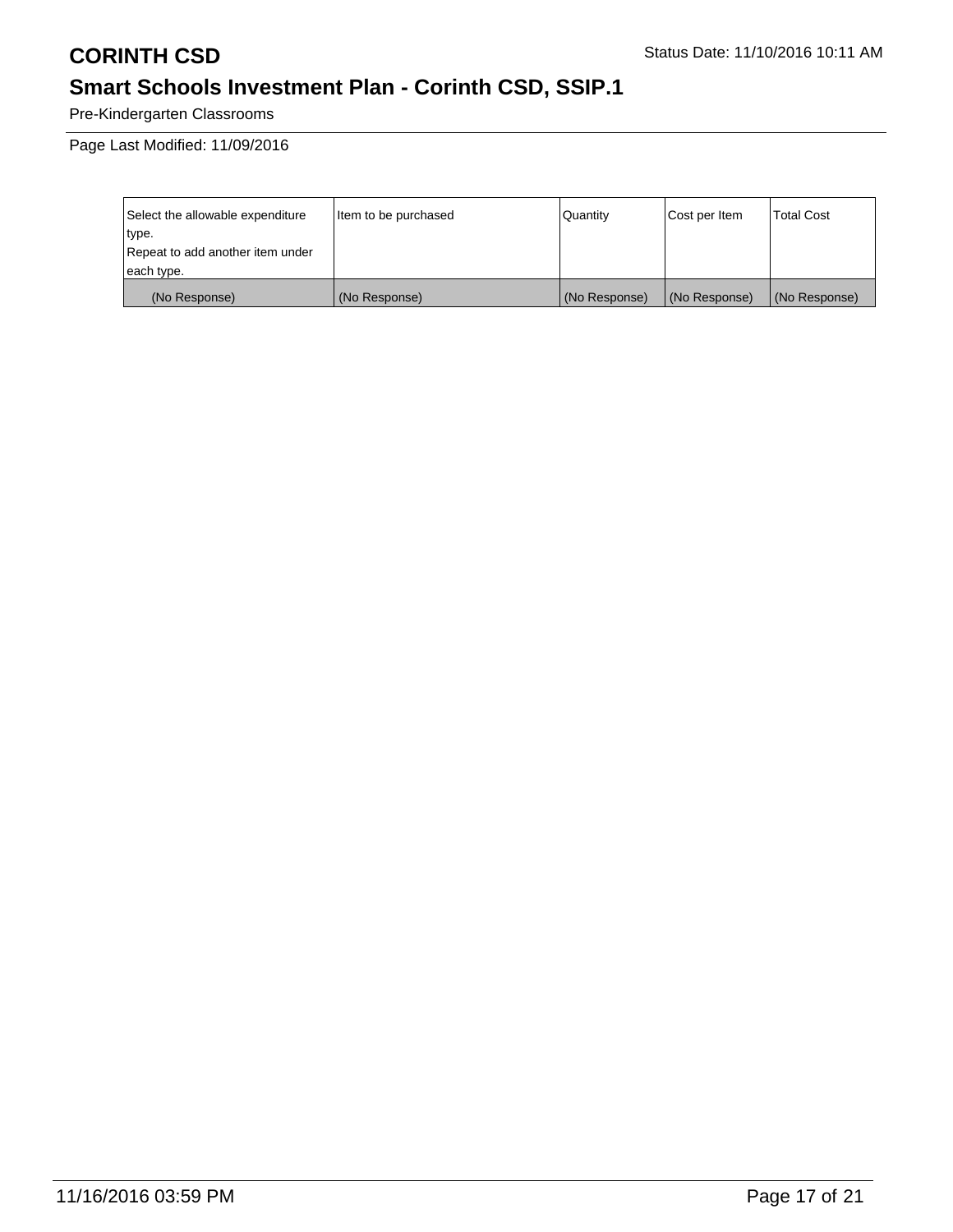# CORINTH CSD

Status Date: 11/10/2016 10:11 AM

## Smart Schools Investment Plan - Corinth CSD, SSIP.1

Pre-Kindergarten Classrooms

Page Last Modified: 11/09/2016

| Select the allowable expenditure type. Repeat to add another item under each type. | Item to be purchased | Quantity | Cost per Item | Total Cost |
|---|---|---|---|---|
| (No Response) | (No Response) | (No Response) | (No Response) | (No Response) |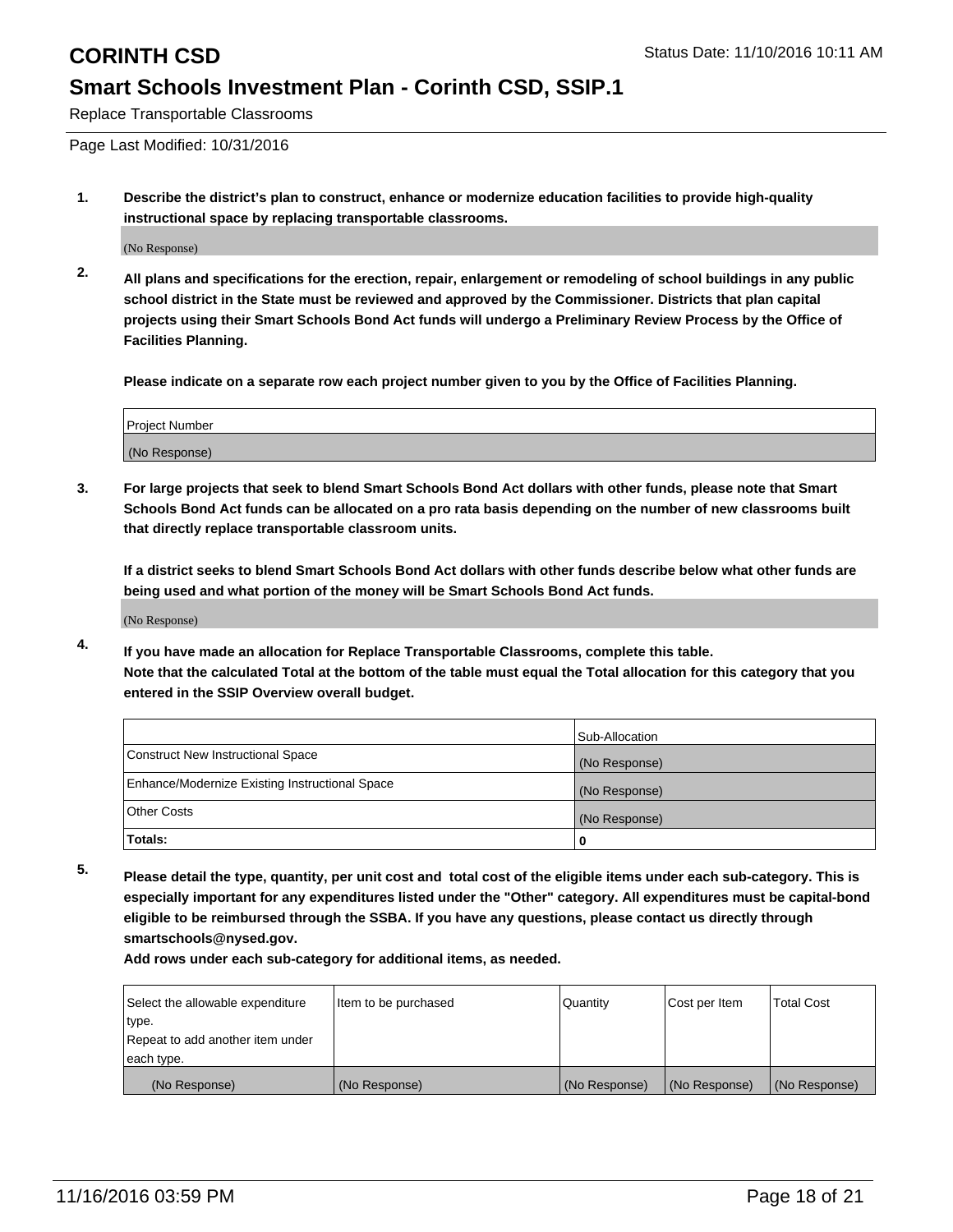# CORINTH CSD

Status Date: 11/10/2016 10:11 AM

## Smart Schools Investment Plan - Corinth CSD, SSIP.1

Replace Transportable Classrooms

Page Last Modified: 10/31/2016

**1. Describe the district's plan to construct, enhance or modernize education facilities to provide high-quality instructional space by replacing transportable classrooms.**

(No Response)

**2. All plans and specifications for the erection, repair, enlargement or remodeling of school buildings in any public school district in the State must be reviewed and approved by the Commissioner. Districts that plan capital projects using their Smart Schools Bond Act funds will undergo a Preliminary Review Process by the Office of Facilities Planning.**

**Please indicate on a separate row each project number given to you by the Office of Facilities Planning.**

| Project Number |
| --- |
| (No Response) |

**3. For large projects that seek to blend Smart Schools Bond Act dollars with other funds, please note that Smart Schools Bond Act funds can be allocated on a pro rata basis depending on the number of new classrooms built that directly replace transportable classroom units.**

**If a district seeks to blend Smart Schools Bond Act dollars with other funds describe below what other funds are being used and what portion of the money will be Smart Schools Bond Act funds.**

(No Response)

**4. If you have made an allocation for Replace Transportable Classrooms, complete this table. Note that the calculated Total at the bottom of the table must equal the Total allocation for this category that you entered in the SSIP Overview overall budget.**

| | Sub-Allocation |
| --- | --- |
| Construct New Instructional Space | (No Response) |
| Enhance/Modernize Existing Instructional Space | (No Response) |
| Other Costs | (No Response) |
| **Totals:** | **0** |

**5. Please detail the type, quantity, per unit cost and total cost of the eligible items under each sub-category. This is especially important for any expenditures listed under the "Other" category. All expenditures must be capital-bond eligible to be reimbursed through the SSBA. If you have any questions, please contact us directly through smartschools@nysed.gov.**

**Add rows under each sub-category for additional items, as needed.**

| Select the allowable expenditure type. Repeat to add another item under each type. | Item to be purchased | Quantity | Cost per Item | Total Cost |
| --- | --- | --- | --- | --- |
| (No Response) | (No Response) | (No Response) | (No Response) | (No Response) |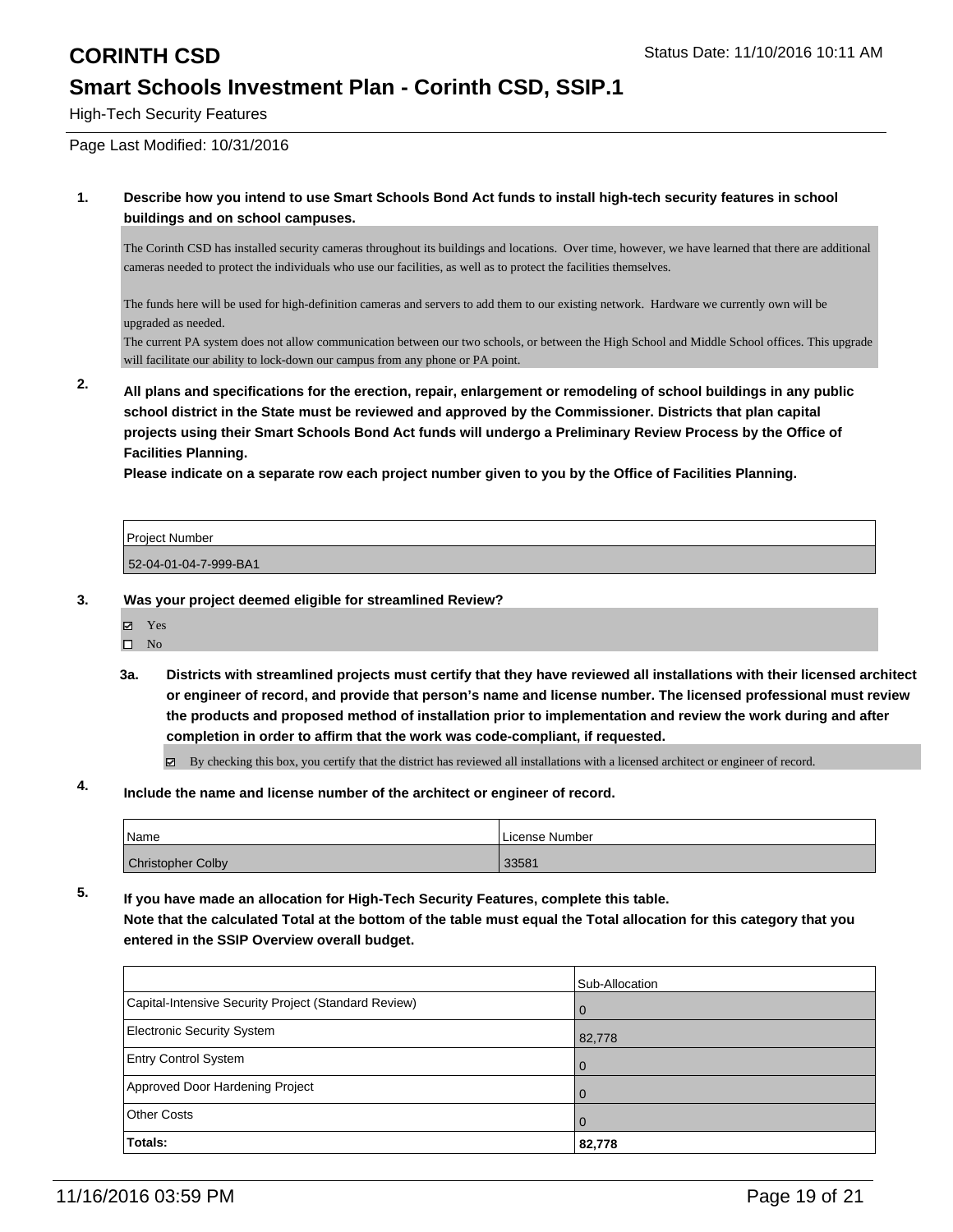# CORINTH CSD

Status Date: 11/10/2016 10:11 AM

## Smart Schools Investment Plan - Corinth CSD, SSIP.1

High-Tech Security Features

Page Last Modified: 10/31/2016

**1. Describe how you intend to use Smart Schools Bond Act funds to install high-tech security features in school buildings and on school campuses.**

The Corinth CSD has installed security cameras throughout its buildings and locations. Over time, however, we have learned that there are additional cameras needed to protect the individuals who use our facilities, as well as to protect the facilities themselves.

The funds here will be used for high-definition cameras and servers to add them to our existing network. Hardware we currently own will be upgraded as needed.
The current PA system does not allow communication between our two schools, or between the High School and Middle School offices. This upgrade will facilitate our ability to lock-down our campus from any phone or PA point.

**2. All plans and specifications for the erection, repair, enlargement or remodeling of school buildings in any public school district in the State must be reviewed and approved by the Commissioner. Districts that plan capital projects using their Smart Schools Bond Act funds will undergo a Preliminary Review Process by the Office of Facilities Planning.**
**Please indicate on a separate row each project number given to you by the Office of Facilities Planning.**

| Project Number |
|---|
| 52-04-01-04-7-999-BA1 |

**3. Was your project deemed eligible for streamlined Review?**

- ☑ Yes
- ☐ No

**3a. Districts with streamlined projects must certify that they have reviewed all installations with their licensed architect or engineer of record, and provide that person's name and license number. The licensed professional must review the products and proposed method of installation prior to implementation and review the work during and after completion in order to affirm that the work was code-compliant, if requested.**

- ☑ By checking this box, you certify that the district has reviewed all installations with a licensed architect or engineer of record.

**4. Include the name and license number of the architect or engineer of record.**

| Name | License Number |
|---|---|
| Christopher Colby | 33581 |

**5. If you have made an allocation for High-Tech Security Features, complete this table.**
**Note that the calculated Total at the bottom of the table must equal the Total allocation for this category that you entered in the SSIP Overview overall budget.**

| | Sub-Allocation |
|---|---|
| Capital-Intensive Security Project (Standard Review) | 0 |
| Electronic Security System | 82,778 |
| Entry Control System | 0 |
| Approved Door Hardening Project | 0 |
| Other Costs | 0 |
| **Totals:** | **82,778** |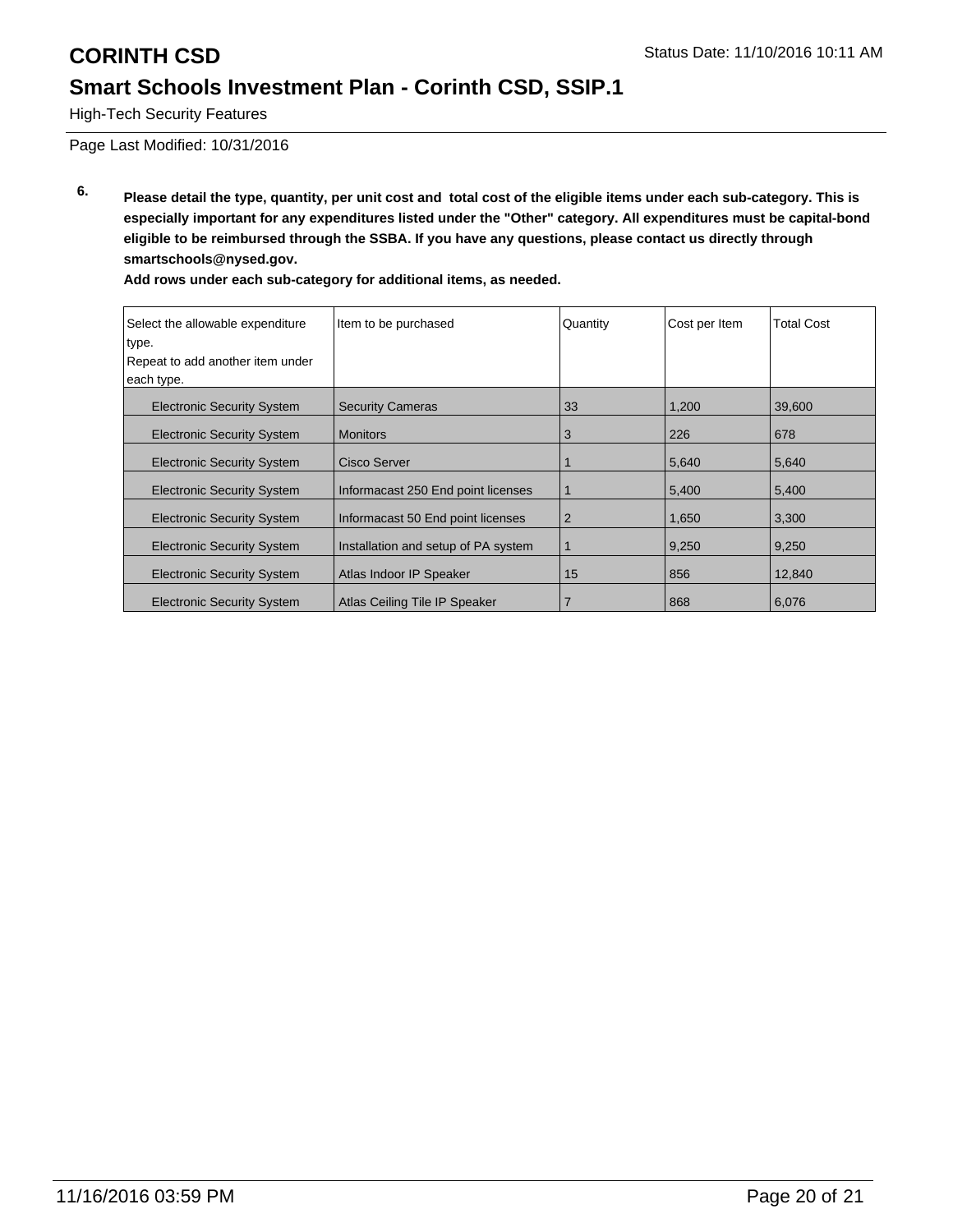# CORINTH CSD

Status Date: 11/10/2016 10:11 AM

## Smart Schools Investment Plan - Corinth CSD, SSIP.1

High-Tech Security Features

Page Last Modified: 10/31/2016

**6. Please detail the type, quantity, per unit cost and total cost of the eligible items under each sub-category. This is especially important for any expenditures listed under the "Other" category. All expenditures must be capital-bond eligible to be reimbursed through the SSBA. If you have any questions, please contact us directly through smartschools@nysed.gov.**

**Add rows under each sub-category for additional items, as needed.**

| Select the allowable expenditure type. Repeat to add another item under each type. | Item to be purchased | Quantity | Cost per Item | Total Cost |
|---|---|---|---|---|
| Electronic Security System | Security Cameras | 33 | 1,200 | 39,600 |
| Electronic Security System | Monitors | 3 | 226 | 678 |
| Electronic Security System | Cisco Server | 1 | 5,640 | 5,640 |
| Electronic Security System | Informacast 250 End point licenses | 1 | 5,400 | 5,400 |
| Electronic Security System | Informacast 50 End point licenses | 2 | 1,650 | 3,300 |
| Electronic Security System | Installation and setup of PA system | 1 | 9,250 | 9,250 |
| Electronic Security System | Atlas Indoor IP Speaker | 15 | 856 | 12,840 |
| Electronic Security System | Atlas Ceiling Tile IP Speaker | 7 | 868 | 6,076 |